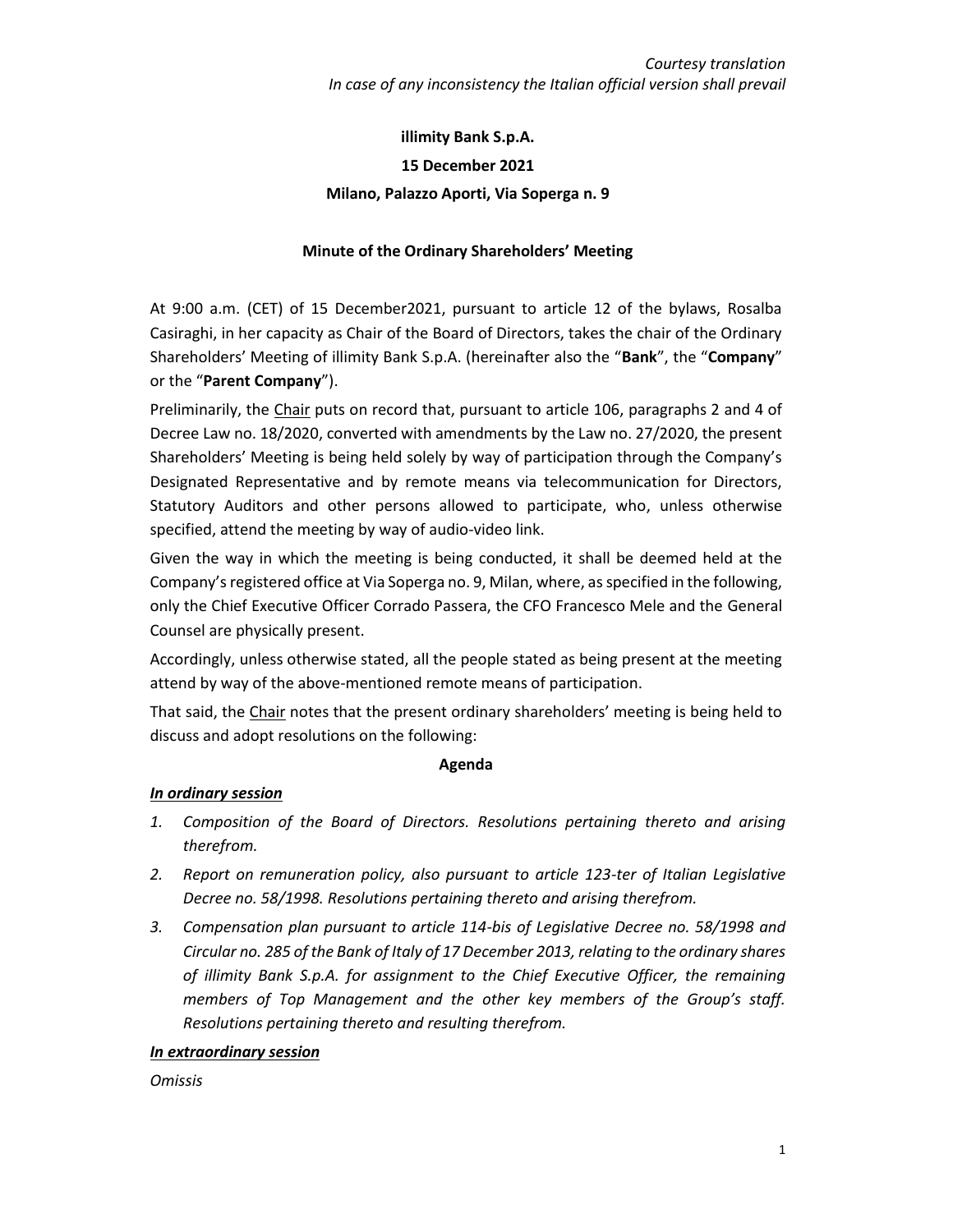*Courtesy translation*
*In case of any inconsistency the Italian official version shall prevail*

**illimity Bank S.p.A.**

**15 December 2021**

**Milano, Palazzo Aporti, Via Soperga n. 9**

**Minute of the Ordinary Shareholders' Meeting**

At 9:00 a.m. (CET) of 15 December2021, pursuant to article 12 of the bylaws, Rosalba Casiraghi, in her capacity as Chair of the Board of Directors, takes the chair of the Ordinary Shareholders' Meeting of illimity Bank S.p.A. (hereinafter also the "**Bank**", the "**Company**" or the "**Parent Company**").

Preliminarily, the Chair puts on record that, pursuant to article 106, paragraphs 2 and 4 of Decree Law no. 18/2020, converted with amendments by the Law no. 27/2020, the present Shareholders' Meeting is being held solely by way of participation through the Company's Designated Representative and by remote means via telecommunication for Directors, Statutory Auditors and other persons allowed to participate, who, unless otherwise specified, attend the meeting by way of audio-video link.

Given the way in which the meeting is being conducted, it shall be deemed held at the Company's registered office at Via Soperga no. 9, Milan, where, as specified in the following, only the Chief Executive Officer Corrado Passera, the CFO Francesco Mele and the General Counsel are physically present.

Accordingly, unless otherwise stated, all the people stated as being present at the meeting attend by way of the above-mentioned remote means of participation.

That said, the Chair notes that the present ordinary shareholders' meeting is being held to discuss and adopt resolutions on the following:

**Agenda**

***In ordinary session***

1. *Composition of the Board of Directors. Resolutions pertaining thereto and arising therefrom.*
2. *Report on remuneration policy, also pursuant to article 123-ter of Italian Legislative Decree no. 58/1998. Resolutions pertaining thereto and arising therefrom.*
3. *Compensation plan pursuant to article 114-bis of Legislative Decree no. 58/1998 and Circular no. 285 of the Bank of Italy of 17 December 2013, relating to the ordinary shares of illimity Bank S.p.A. for assignment to the Chief Executive Officer, the remaining members of Top Management and the other key members of the Group's staff. Resolutions pertaining thereto and resulting therefrom.*

***In extraordinary session***

*Omissis*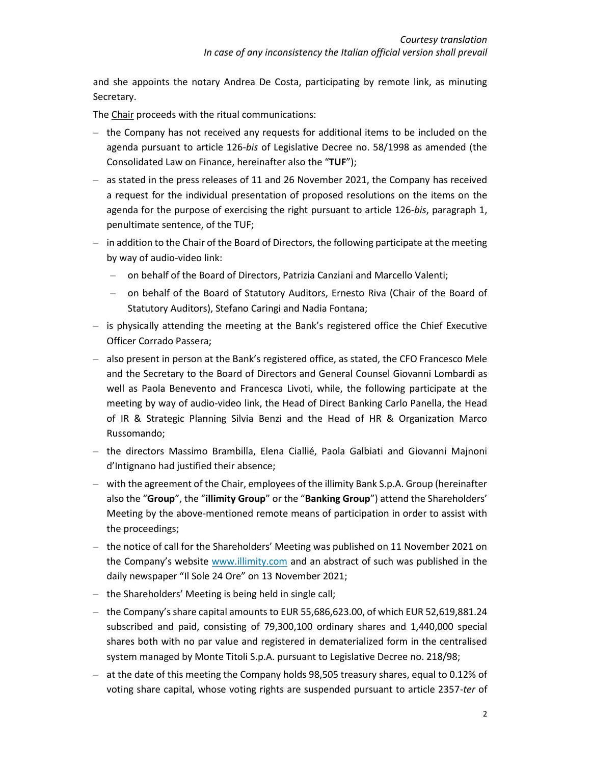*Courtesy translation*
*In case of any inconsistency the Italian official version shall prevail*

and she appoints the notary Andrea De Costa, participating by remote link, as minuting Secretary.

The Chair proceeds with the ritual communications:

- the Company has not received any requests for additional items to be included on the agenda pursuant to article 126-*bis* of Legislative Decree no. 58/1998 as amended (the Consolidated Law on Finance, hereinafter also the "**TUF**");
- as stated in the press releases of 11 and 26 November 2021, the Company has received a request for the individual presentation of proposed resolutions on the items on the agenda for the purpose of exercising the right pursuant to article 126-*bis*, paragraph 1, penultimate sentence, of the TUF;
- in addition to the Chair of the Board of Directors, the following participate at the meeting by way of audio-video link:
  - on behalf of the Board of Directors, Patrizia Canziani and Marcello Valenti;
  - on behalf of the Board of Statutory Auditors, Ernesto Riva (Chair of the Board of Statutory Auditors), Stefano Caringi and Nadia Fontana;
- is physically attending the meeting at the Bank's registered office the Chief Executive Officer Corrado Passera;
- also present in person at the Bank's registered office, as stated, the CFO Francesco Mele and the Secretary to the Board of Directors and General Counsel Giovanni Lombardi as well as Paola Benevento and Francesca Livoti, while, the following participate at the meeting by way of audio-video link, the Head of Direct Banking Carlo Panella, the Head of IR & Strategic Planning Silvia Benzi and the Head of HR & Organization Marco Russomando;
- the directors Massimo Brambilla, Elena Ciallié, Paola Galbiati and Giovanni Majnoni d'Intignano had justified their absence;
- with the agreement of the Chair, employees of the illimity Bank S.p.A. Group (hereinafter also the "**Group**", the "**illimity Group**" or the "**Banking Group**") attend the Shareholders' Meeting by the above-mentioned remote means of participation in order to assist with the proceedings;
- the notice of call for the Shareholders' Meeting was published on 11 November 2021 on the Company's website www.illimity.com and an abstract of such was published in the daily newspaper "Il Sole 24 Ore" on 13 November 2021;
- the Shareholders' Meeting is being held in single call;
- the Company's share capital amounts to EUR 55,686,623.00, of which EUR 52,619,881.24 subscribed and paid, consisting of 79,300,100 ordinary shares and 1,440,000 special shares both with no par value and registered in dematerialized form in the centralised system managed by Monte Titoli S.p.A. pursuant to Legislative Decree no. 218/98;
- at the date of this meeting the Company holds 98,505 treasury shares, equal to 0.12% of voting share capital, whose voting rights are suspended pursuant to article 2357-*ter* of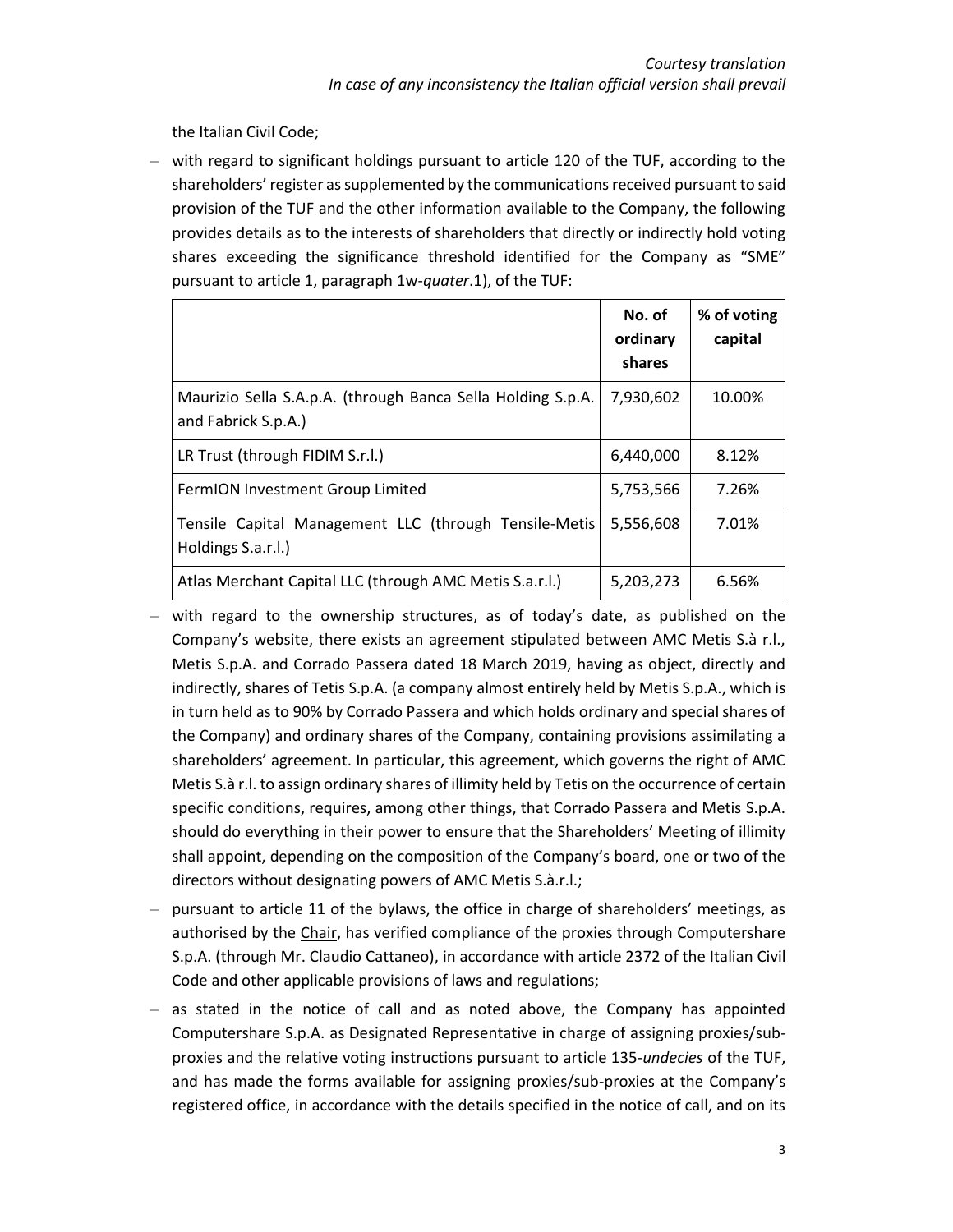the Italian Civil Code;

- with regard to significant holdings pursuant to article 120 of the TUF, according to the shareholders' register as supplemented by the communications received pursuant to said provision of the TUF and the other information available to the Company, the following provides details as to the interests of shareholders that directly or indirectly hold voting shares exceeding the significance threshold identified for the Company as "SME" pursuant to article 1, paragraph 1w-*quater*.1), of the TUF:

| | **No. of ordinary shares** | **% of voting capital** |
|---|---|---|
| Maurizio Sella S.A.p.A. (through Banca Sella Holding S.p.A. and Fabrick S.p.A.) | 7,930,602 | 10.00% |
| LR Trust (through FIDIM S.r.l.) | 6,440,000 | 8.12% |
| FermION Investment Group Limited | 5,753,566 | 7.26% |
| Tensile Capital Management LLC (through Tensile-Metis Holdings S.a.r.l.) | 5,556,608 | 7.01% |
| Atlas Merchant Capital LLC (through AMC Metis S.a.r.l.) | 5,203,273 | 6.56% |

- with regard to the ownership structures, as of today's date, as published on the Company's website, there exists an agreement stipulated between AMC Metis S.à r.l., Metis S.p.A. and Corrado Passera dated 18 March 2019, having as object, directly and indirectly, shares of Tetis S.p.A. (a company almost entirely held by Metis S.p.A., which is in turn held as to 90% by Corrado Passera and which holds ordinary and special shares of the Company) and ordinary shares of the Company, containing provisions assimilating a shareholders' agreement. In particular, this agreement, which governs the right of AMC Metis S.à r.l. to assign ordinary shares of illimity held by Tetis on the occurrence of certain specific conditions, requires, among other things, that Corrado Passera and Metis S.p.A. should do everything in their power to ensure that the Shareholders' Meeting of illimity shall appoint, depending on the composition of the Company's board, one or two of the directors without designating powers of AMC Metis S.à.r.l.;
- pursuant to article 11 of the bylaws, the office in charge of shareholders' meetings, as authorised by the Chair, has verified compliance of the proxies through Computershare S.p.A. (through Mr. Claudio Cattaneo), in accordance with article 2372 of the Italian Civil Code and other applicable provisions of laws and regulations;
- as stated in the notice of call and as noted above, the Company has appointed Computershare S.p.A. as Designated Representative in charge of assigning proxies/sub-proxies and the relative voting instructions pursuant to article 135-*undecies* of the TUF, and has made the forms available for assigning proxies/sub-proxies at the Company's registered office, in accordance with the details specified in the notice of call, and on its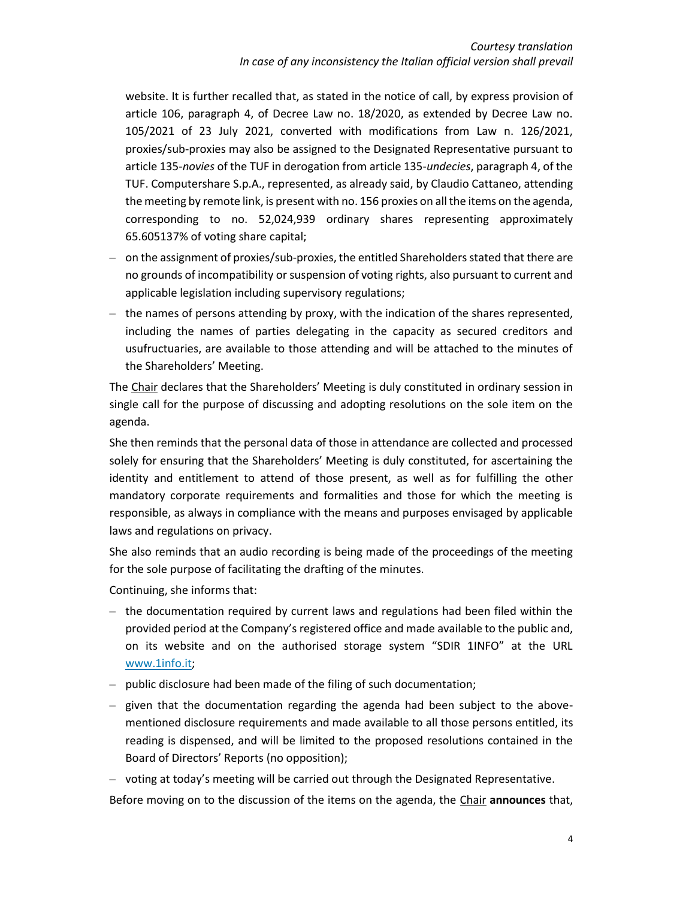website. It is further recalled that, as stated in the notice of call, by express provision of article 106, paragraph 4, of Decree Law no. 18/2020, as extended by Decree Law no. 105/2021 of 23 July 2021, converted with modifications from Law n. 126/2021, proxies/sub-proxies may also be assigned to the Designated Representative pursuant to article 135-*novies* of the TUF in derogation from article 135-*undecies*, paragraph 4, of the TUF. Computershare S.p.A., represented, as already said, by Claudio Cattaneo, attending the meeting by remote link, is present with no. 156 proxies on all the items on the agenda, corresponding to no. 52,024,939 ordinary shares representing approximately 65.605137% of voting share capital;

- on the assignment of proxies/sub-proxies, the entitled Shareholders stated that there are no grounds of incompatibility or suspension of voting rights, also pursuant to current and applicable legislation including supervisory regulations;
- the names of persons attending by proxy, with the indication of the shares represented, including the names of parties delegating in the capacity as secured creditors and usufructuaries, are available to those attending and will be attached to the minutes of the Shareholders' Meeting.

The Chair declares that the Shareholders' Meeting is duly constituted in ordinary session in single call for the purpose of discussing and adopting resolutions on the sole item on the agenda.

She then reminds that the personal data of those in attendance are collected and processed solely for ensuring that the Shareholders' Meeting is duly constituted, for ascertaining the identity and entitlement to attend of those present, as well as for fulfilling the other mandatory corporate requirements and formalities and those for which the meeting is responsible, as always in compliance with the means and purposes envisaged by applicable laws and regulations on privacy.

She also reminds that an audio recording is being made of the proceedings of the meeting for the sole purpose of facilitating the drafting of the minutes.

Continuing, she informs that:

- the documentation required by current laws and regulations had been filed within the provided period at the Company's registered office and made available to the public and, on its website and on the authorised storage system "SDIR 1INFO" at the URL www.1info.it;
- public disclosure had been made of the filing of such documentation;
- given that the documentation regarding the agenda had been subject to the above-mentioned disclosure requirements and made available to all those persons entitled, its reading is dispensed, and will be limited to the proposed resolutions contained in the Board of Directors' Reports (no opposition);
- voting at today's meeting will be carried out through the Designated Representative.

Before moving on to the discussion of the items on the agenda, the Chair **announces** that,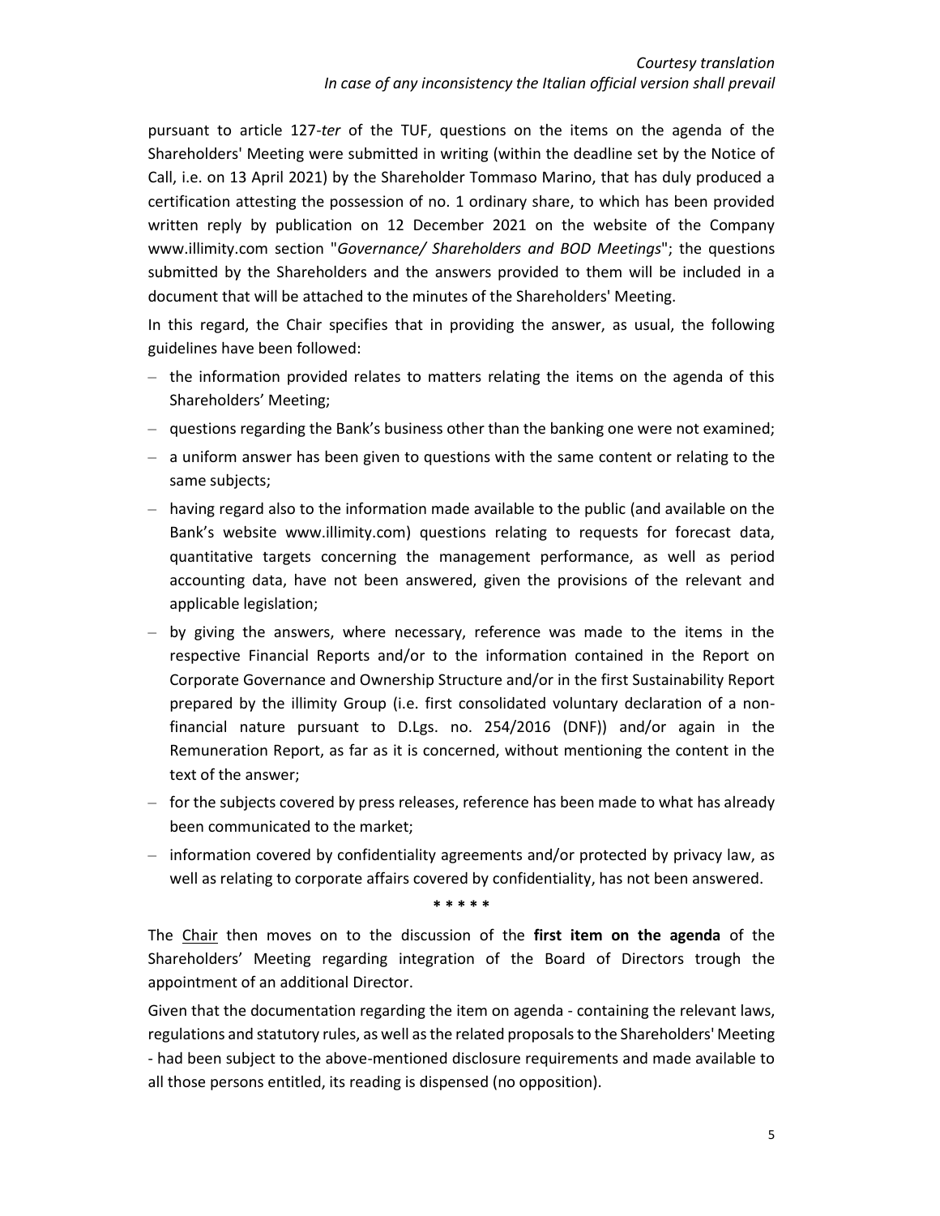pursuant to article 127-*ter* of the TUF, questions on the items on the agenda of the Shareholders' Meeting were submitted in writing (within the deadline set by the Notice of Call, i.e. on 13 April 2021) by the Shareholder Tommaso Marino, that has duly produced a certification attesting the possession of no. 1 ordinary share, to which has been provided written reply by publication on 12 December 2021 on the website of the Company www.illimity.com section "*Governance/ Shareholders and BOD Meetings*"; the questions submitted by the Shareholders and the answers provided to them will be included in a document that will be attached to the minutes of the Shareholders' Meeting.

In this regard, the Chair specifies that in providing the answer, as usual, the following guidelines have been followed:

- the information provided relates to matters relating the items on the agenda of this Shareholders' Meeting;
- questions regarding the Bank's business other than the banking one were not examined;
- a uniform answer has been given to questions with the same content or relating to the same subjects;
- having regard also to the information made available to the public (and available on the Bank's website www.illimity.com) questions relating to requests for forecast data, quantitative targets concerning the management performance, as well as period accounting data, have not been answered, given the provisions of the relevant and applicable legislation;
- by giving the answers, where necessary, reference was made to the items in the respective Financial Reports and/or to the information contained in the Report on Corporate Governance and Ownership Structure and/or in the first Sustainability Report prepared by the illimity Group (i.e. first consolidated voluntary declaration of a non-financial nature pursuant to D.Lgs. no. 254/2016 (DNF)) and/or again in the Remuneration Report, as far as it is concerned, without mentioning the content in the text of the answer;
- for the subjects covered by press releases, reference has been made to what has already been communicated to the market;
- information covered by confidentiality agreements and/or protected by privacy law, as well as relating to corporate affairs covered by confidentiality, has not been answered.

\* \* \* \* \*

The Chair then moves on to the discussion of the **first item on the agenda** of the Shareholders' Meeting regarding integration of the Board of Directors trough the appointment of an additional Director.

Given that the documentation regarding the item on agenda - containing the relevant laws, regulations and statutory rules, as well as the related proposals to the Shareholders' Meeting - had been subject to the above-mentioned disclosure requirements and made available to all those persons entitled, its reading is dispensed (no opposition).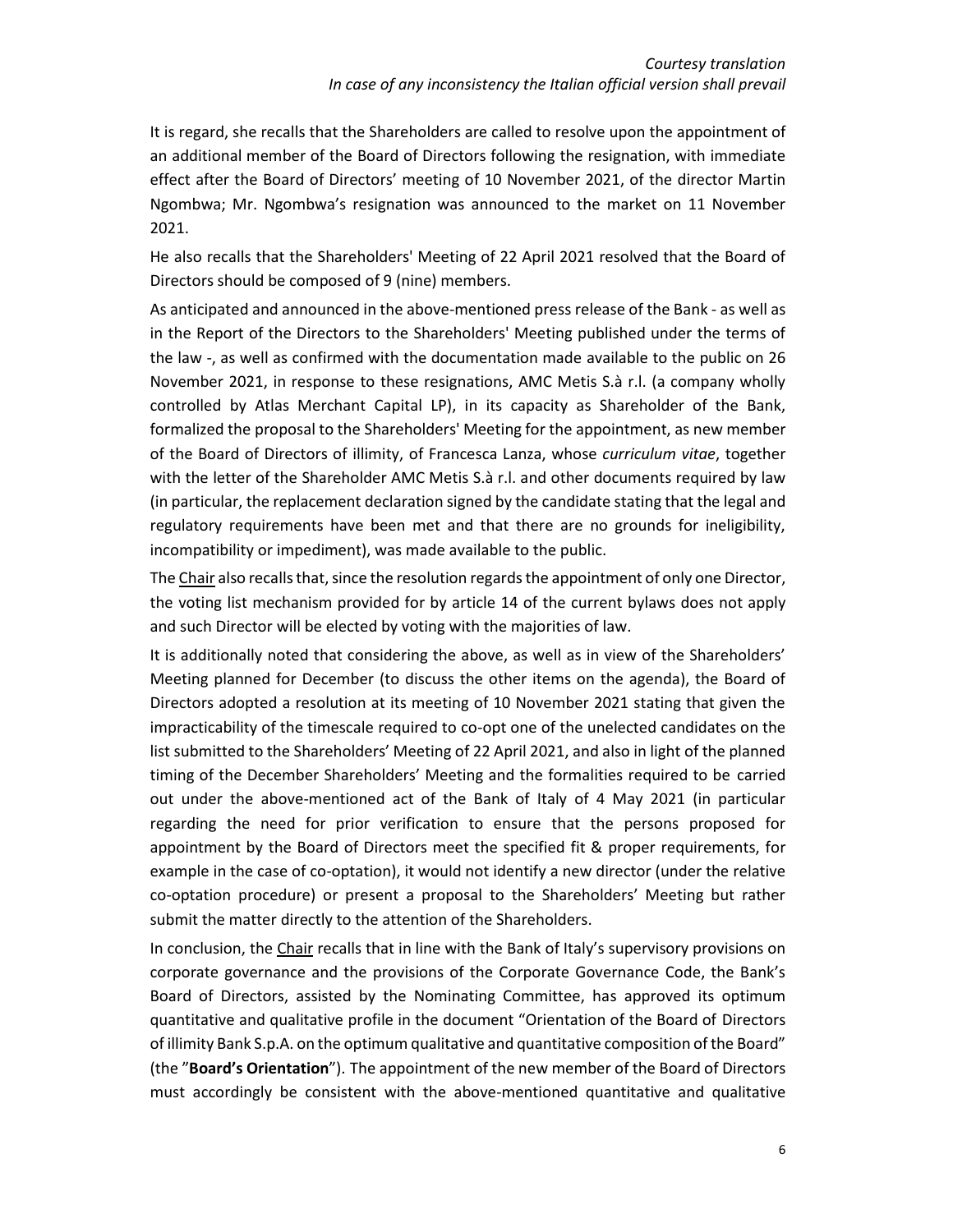It is regard, she recalls that the Shareholders are called to resolve upon the appointment of an additional member of the Board of Directors following the resignation, with immediate effect after the Board of Directors' meeting of 10 November 2021, of the director Martin Ngombwa; Mr. Ngombwa's resignation was announced to the market on 11 November 2021.

He also recalls that the Shareholders' Meeting of 22 April 2021 resolved that the Board of Directors should be composed of 9 (nine) members.

As anticipated and announced in the above-mentioned press release of the Bank - as well as in the Report of the Directors to the Shareholders' Meeting published under the terms of the law -, as well as confirmed with the documentation made available to the public on 26 November 2021, in response to these resignations, AMC Metis S.à r.l. (a company wholly controlled by Atlas Merchant Capital LP), in its capacity as Shareholder of the Bank, formalized the proposal to the Shareholders' Meeting for the appointment, as new member of the Board of Directors of illimity, of Francesca Lanza, whose *curriculum vitae*, together with the letter of the Shareholder AMC Metis S.à r.l. and other documents required by law (in particular, the replacement declaration signed by the candidate stating that the legal and regulatory requirements have been met and that there are no grounds for ineligibility, incompatibility or impediment), was made available to the public.

The Chair also recalls that, since the resolution regards the appointment of only one Director, the voting list mechanism provided for by article 14 of the current bylaws does not apply and such Director will be elected by voting with the majorities of law.

It is additionally noted that considering the above, as well as in view of the Shareholders' Meeting planned for December (to discuss the other items on the agenda), the Board of Directors adopted a resolution at its meeting of 10 November 2021 stating that given the impracticability of the timescale required to co-opt one of the unelected candidates on the list submitted to the Shareholders' Meeting of 22 April 2021, and also in light of the planned timing of the December Shareholders' Meeting and the formalities required to be carried out under the above-mentioned act of the Bank of Italy of 4 May 2021 (in particular regarding the need for prior verification to ensure that the persons proposed for appointment by the Board of Directors meet the specified fit & proper requirements, for example in the case of co-optation), it would not identify a new director (under the relative co-optation procedure) or present a proposal to the Shareholders' Meeting but rather submit the matter directly to the attention of the Shareholders.

In conclusion, the Chair recalls that in line with the Bank of Italy's supervisory provisions on corporate governance and the provisions of the Corporate Governance Code, the Bank's Board of Directors, assisted by the Nominating Committee, has approved its optimum quantitative and qualitative profile in the document "Orientation of the Board of Directors of illimity Bank S.p.A. on the optimum qualitative and quantitative composition of the Board" (the "**Board's Orientation**"). The appointment of the new member of the Board of Directors must accordingly be consistent with the above-mentioned quantitative and qualitative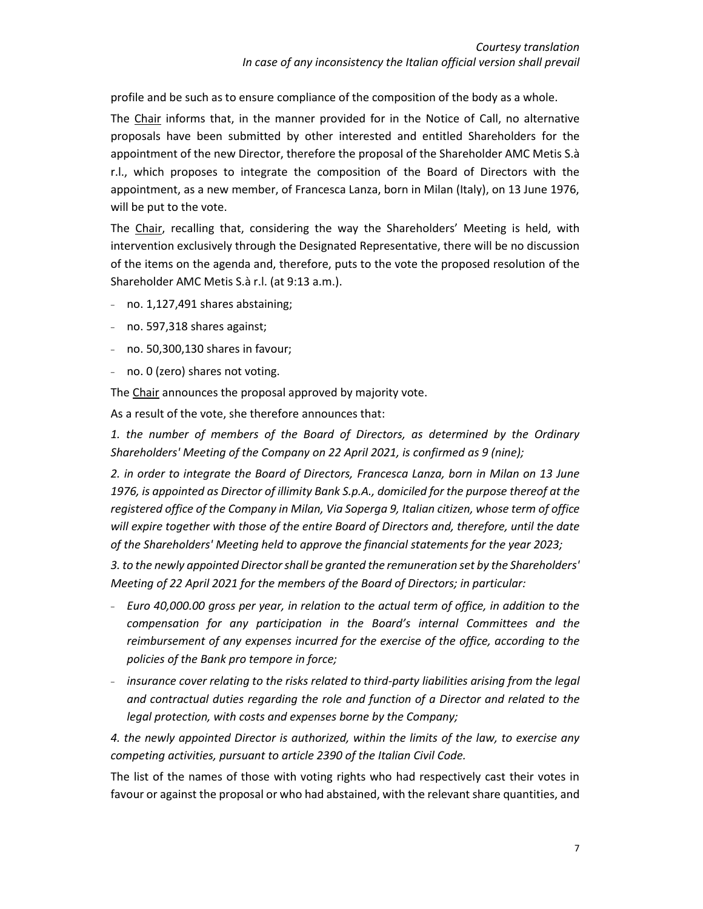profile and be such as to ensure compliance of the composition of the body as a whole.

The Chair informs that, in the manner provided for in the Notice of Call, no alternative proposals have been submitted by other interested and entitled Shareholders for the appointment of the new Director, therefore the proposal of the Shareholder AMC Metis S.à r.l., which proposes to integrate the composition of the Board of Directors with the appointment, as a new member, of Francesca Lanza, born in Milan (Italy), on 13 June 1976, will be put to the vote.

The Chair, recalling that, considering the way the Shareholders' Meeting is held, with intervention exclusively through the Designated Representative, there will be no discussion of the items on the agenda and, therefore, puts to the vote the proposed resolution of the Shareholder AMC Metis S.à r.l. (at 9:13 a.m.).

- no. 1,127,491 shares abstaining;
- no. 597,318 shares against;
- no. 50,300,130 shares in favour;
- no. 0 (zero) shares not voting.

The Chair announces the proposal approved by majority vote.

As a result of the vote, she therefore announces that:

*1. the number of members of the Board of Directors, as determined by the Ordinary Shareholders' Meeting of the Company on 22 April 2021, is confirmed as 9 (nine);*

*2. in order to integrate the Board of Directors, Francesca Lanza, born in Milan on 13 June 1976, is appointed as Director of illimity Bank S.p.A., domiciled for the purpose thereof at the registered office of the Company in Milan, Via Soperga 9, Italian citizen, whose term of office will expire together with those of the entire Board of Directors and, therefore, until the date of the Shareholders' Meeting held to approve the financial statements for the year 2023;*

*3. to the newly appointed Director shall be granted the remuneration set by the Shareholders' Meeting of 22 April 2021 for the members of the Board of Directors; in particular:*

- *Euro 40,000.00 gross per year, in relation to the actual term of office, in addition to the compensation for any participation in the Board's internal Committees and the reimbursement of any expenses incurred for the exercise of the office, according to the policies of the Bank pro tempore in force;*
- *insurance cover relating to the risks related to third-party liabilities arising from the legal and contractual duties regarding the role and function of a Director and related to the legal protection, with costs and expenses borne by the Company;*

*4. the newly appointed Director is authorized, within the limits of the law, to exercise any competing activities, pursuant to article 2390 of the Italian Civil Code.*

The list of the names of those with voting rights who had respectively cast their votes in favour or against the proposal or who had abstained, with the relevant share quantities, and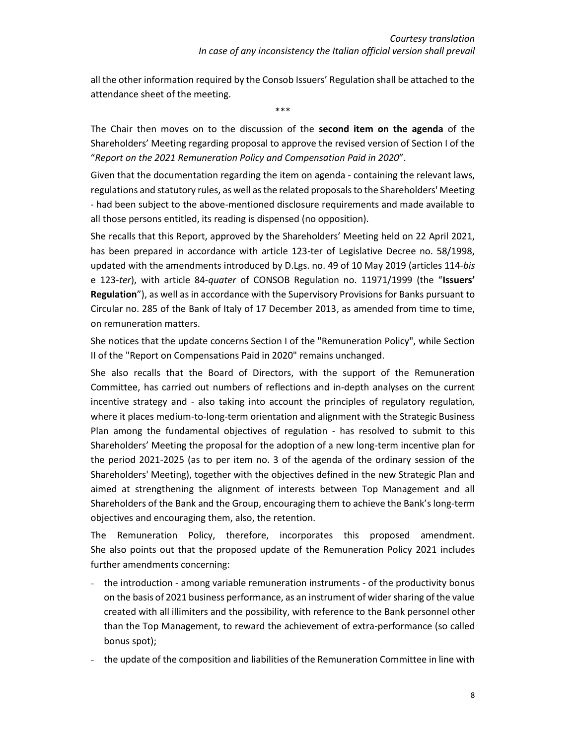all the other information required by the Consob Issuers' Regulation shall be attached to the attendance sheet of the meeting.

\*\*\*

The Chair then moves on to the discussion of the **second item on the agenda** of the Shareholders' Meeting regarding proposal to approve the revised version of Section I of the "*Report on the 2021 Remuneration Policy and Compensation Paid in 2020*".

Given that the documentation regarding the item on agenda - containing the relevant laws, regulations and statutory rules, as well as the related proposals to the Shareholders' Meeting - had been subject to the above-mentioned disclosure requirements and made available to all those persons entitled, its reading is dispensed (no opposition).

She recalls that this Report, approved by the Shareholders' Meeting held on 22 April 2021, has been prepared in accordance with article 123-ter of Legislative Decree no. 58/1998, updated with the amendments introduced by D.Lgs. no. 49 of 10 May 2019 (articles 114-*bis* e 123-*ter*), with article 84-*quater* of CONSOB Regulation no. 11971/1999 (the "**Issuers' Regulation**"), as well as in accordance with the Supervisory Provisions for Banks pursuant to Circular no. 285 of the Bank of Italy of 17 December 2013, as amended from time to time, on remuneration matters.

She notices that the update concerns Section I of the "Remuneration Policy", while Section II of the "Report on Compensations Paid in 2020" remains unchanged.

She also recalls that the Board of Directors, with the support of the Remuneration Committee, has carried out numbers of reflections and in-depth analyses on the current incentive strategy and - also taking into account the principles of regulatory regulation, where it places medium-to-long-term orientation and alignment with the Strategic Business Plan among the fundamental objectives of regulation - has resolved to submit to this Shareholders' Meeting the proposal for the adoption of a new long-term incentive plan for the period 2021-2025 (as to per item no. 3 of the agenda of the ordinary session of the Shareholders' Meeting), together with the objectives defined in the new Strategic Plan and aimed at strengthening the alignment of interests between Top Management and all Shareholders of the Bank and the Group, encouraging them to achieve the Bank's long-term objectives and encouraging them, also, the retention.

The Remuneration Policy, therefore, incorporates this proposed amendment. She also points out that the proposed update of the Remuneration Policy 2021 includes further amendments concerning:

- the introduction - among variable remuneration instruments - of the productivity bonus on the basis of 2021 business performance, as an instrument of wider sharing of the value created with all illimiters and the possibility, with reference to the Bank personnel other than the Top Management, to reward the achievement of extra-performance (so called bonus spot);
- the update of the composition and liabilities of the Remuneration Committee in line with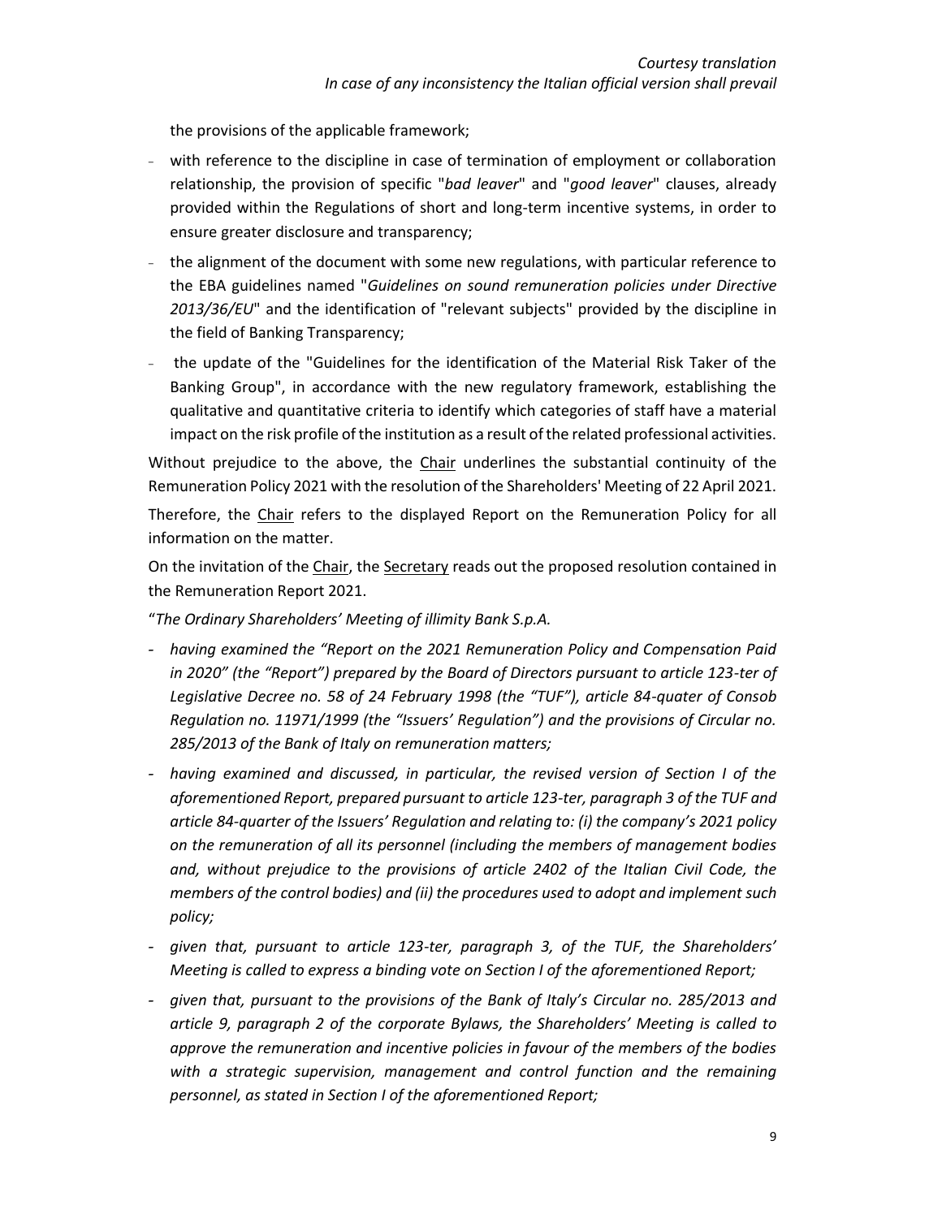the provisions of the applicable framework;

- with reference to the discipline in case of termination of employment or collaboration relationship, the provision of specific "*bad leaver*" and "*good leaver*" clauses, already provided within the Regulations of short and long-term incentive systems, in order to ensure greater disclosure and transparency;
- the alignment of the document with some new regulations, with particular reference to the EBA guidelines named "*Guidelines on sound remuneration policies under Directive 2013/36/EU*" and the identification of "relevant subjects" provided by the discipline in the field of Banking Transparency;
- the update of the "Guidelines for the identification of the Material Risk Taker of the Banking Group", in accordance with the new regulatory framework, establishing the qualitative and quantitative criteria to identify which categories of staff have a material impact on the risk profile of the institution as a result of the related professional activities.

Without prejudice to the above, the Chair underlines the substantial continuity of the Remuneration Policy 2021 with the resolution of the Shareholders' Meeting of 22 April 2021.

Therefore, the Chair refers to the displayed Report on the Remuneration Policy for all information on the matter.

On the invitation of the Chair, the Secretary reads out the proposed resolution contained in the Remuneration Report 2021.

"*The Ordinary Shareholders' Meeting of illimity Bank S.p.A.*

- *having examined the "Report on the 2021 Remuneration Policy and Compensation Paid in 2020" (the "Report") prepared by the Board of Directors pursuant to article 123-ter of Legislative Decree no. 58 of 24 February 1998 (the "TUF"), article 84-quater of Consob Regulation no. 11971/1999 (the "Issuers' Regulation") and the provisions of Circular no. 285/2013 of the Bank of Italy on remuneration matters;*
- *having examined and discussed, in particular, the revised version of Section I of the aforementioned Report, prepared pursuant to article 123-ter, paragraph 3 of the TUF and article 84-quarter of the Issuers' Regulation and relating to: (i) the company's 2021 policy on the remuneration of all its personnel (including the members of management bodies and, without prejudice to the provisions of article 2402 of the Italian Civil Code, the members of the control bodies) and (ii) the procedures used to adopt and implement such policy;*
- *given that, pursuant to article 123-ter, paragraph 3, of the TUF, the Shareholders' Meeting is called to express a binding vote on Section I of the aforementioned Report;*
- *given that, pursuant to the provisions of the Bank of Italy's Circular no. 285/2013 and article 9, paragraph 2 of the corporate Bylaws, the Shareholders' Meeting is called to approve the remuneration and incentive policies in favour of the members of the bodies with a strategic supervision, management and control function and the remaining personnel, as stated in Section I of the aforementioned Report;*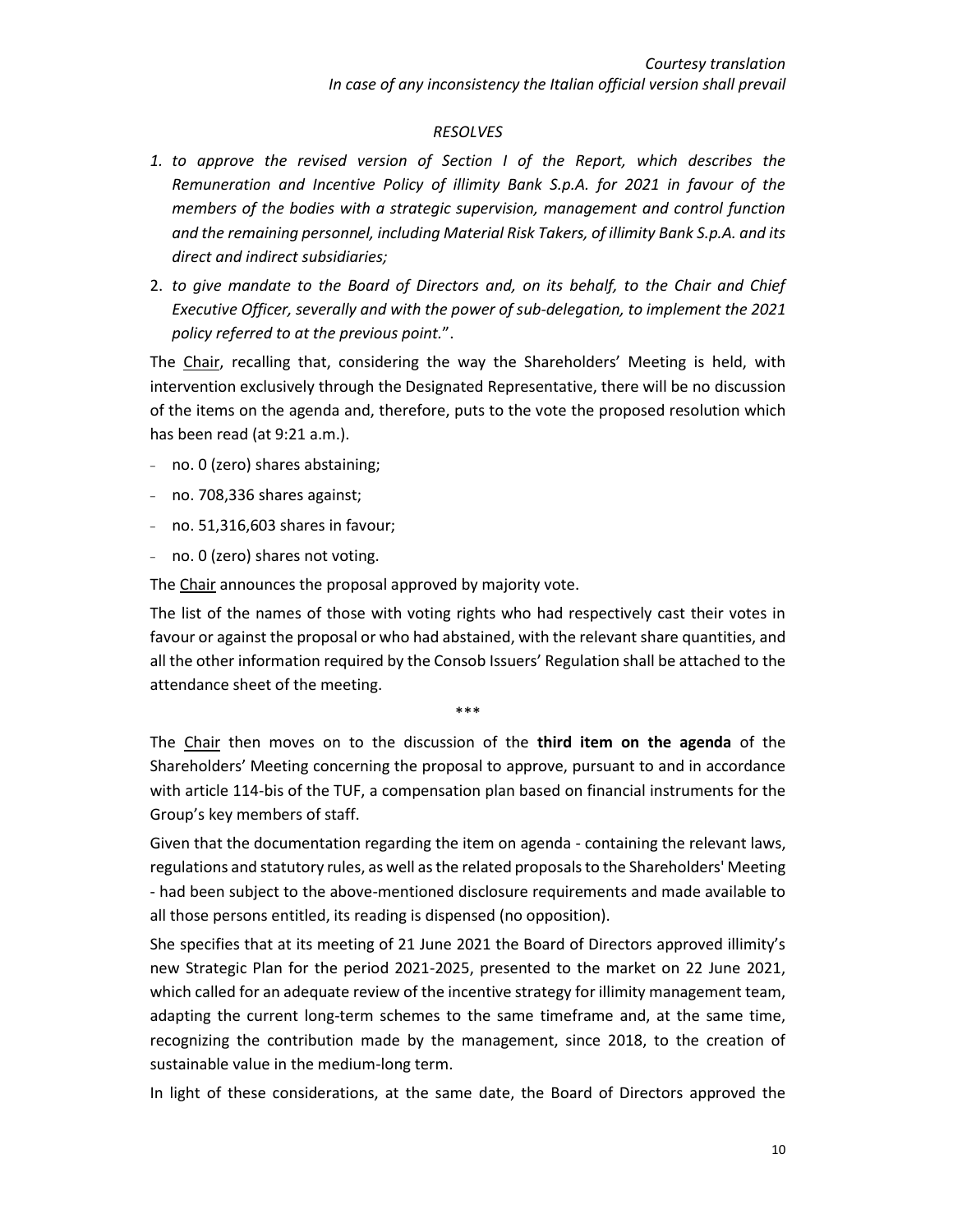*Courtesy translation*
*In case of any inconsistency the Italian official version shall prevail*

*RESOLVES*

1. *to approve the revised version of Section I of the Report, which describes the Remuneration and Incentive Policy of illimity Bank S.p.A. for 2021 in favour of the members of the bodies with a strategic supervision, management and control function and the remaining personnel, including Material Risk Takers, of illimity Bank S.p.A. and its direct and indirect subsidiaries;*
2. *to give mandate to the Board of Directors and, on its behalf, to the Chair and Chief Executive Officer, severally and with the power of sub-delegation, to implement the 2021 policy referred to at the previous point.*".

The Chair, recalling that, considering the way the Shareholders' Meeting is held, with intervention exclusively through the Designated Representative, there will be no discussion of the items on the agenda and, therefore, puts to the vote the proposed resolution which has been read (at 9:21 a.m.).

- no. 0 (zero) shares abstaining;
- no. 708,336 shares against;
- no. 51,316,603 shares in favour;
- no. 0 (zero) shares not voting.

The Chair announces the proposal approved by majority vote.

The list of the names of those with voting rights who had respectively cast their votes in favour or against the proposal or who had abstained, with the relevant share quantities, and all the other information required by the Consob Issuers' Regulation shall be attached to the attendance sheet of the meeting.

\*\*\*

The Chair then moves on to the discussion of the **third item on the agenda** of the Shareholders' Meeting concerning the proposal to approve, pursuant to and in accordance with article 114-bis of the TUF, a compensation plan based on financial instruments for the Group's key members of staff.

Given that the documentation regarding the item on agenda - containing the relevant laws, regulations and statutory rules, as well as the related proposals to the Shareholders' Meeting - had been subject to the above-mentioned disclosure requirements and made available to all those persons entitled, its reading is dispensed (no opposition).

She specifies that at its meeting of 21 June 2021 the Board of Directors approved illimity's new Strategic Plan for the period 2021-2025, presented to the market on 22 June 2021, which called for an adequate review of the incentive strategy for illimity management team, adapting the current long-term schemes to the same timeframe and, at the same time, recognizing the contribution made by the management, since 2018, to the creation of sustainable value in the medium-long term.

In light of these considerations, at the same date, the Board of Directors approved the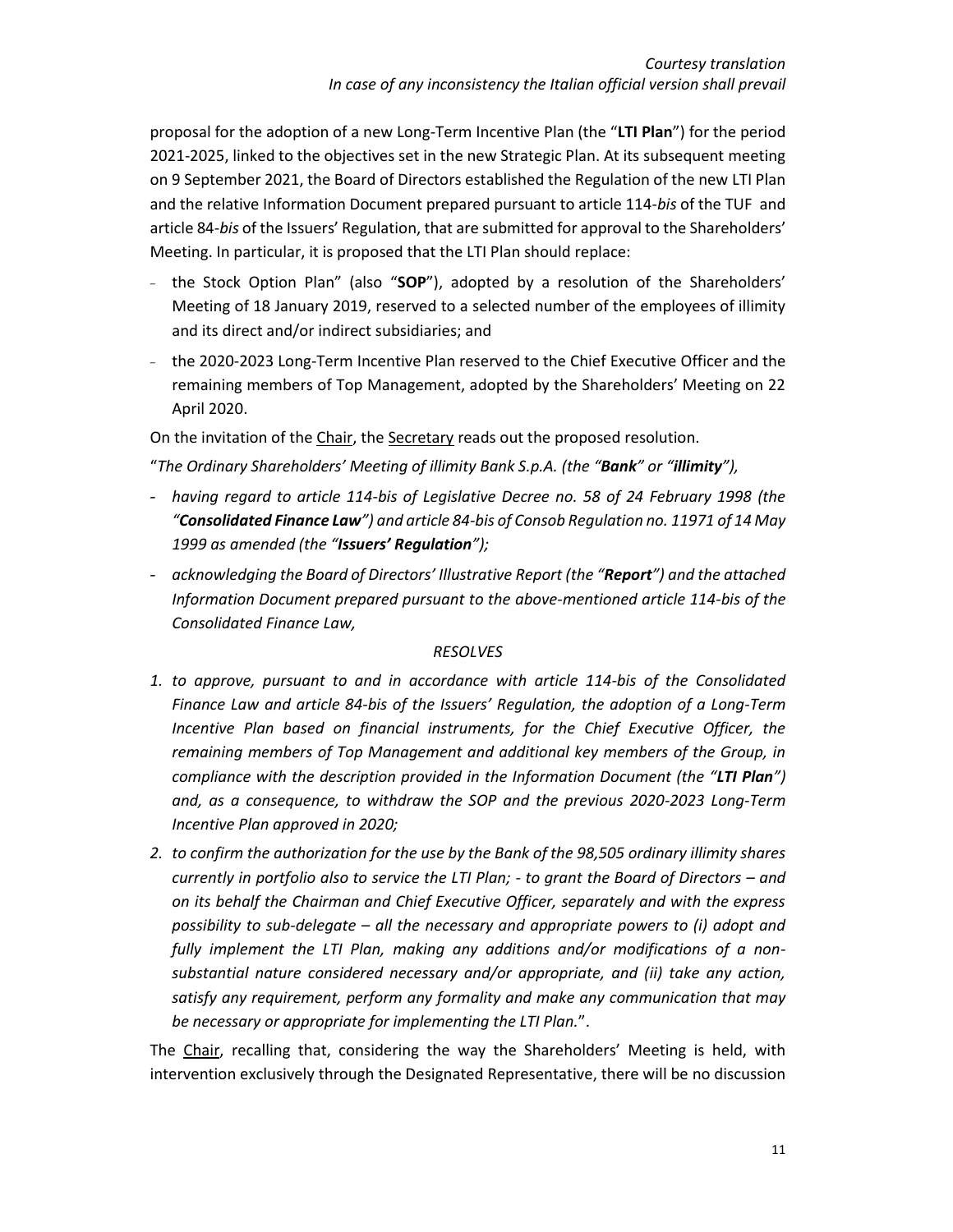*Courtesy translation*
*In case of any inconsistency the Italian official version shall prevail*

proposal for the adoption of a new Long-Term Incentive Plan (the "**LTI Plan**") for the period 2021-2025, linked to the objectives set in the new Strategic Plan. At its subsequent meeting on 9 September 2021, the Board of Directors established the Regulation of the new LTI Plan and the relative Information Document prepared pursuant to article 114-*bis* of the TUF and article 84-*bis* of the Issuers' Regulation, that are submitted for approval to the Shareholders' Meeting. In particular, it is proposed that the LTI Plan should replace:

- the Stock Option Plan" (also "**SOP**"), adopted by a resolution of the Shareholders' Meeting of 18 January 2019, reserved to a selected number of the employees of illimity and its direct and/or indirect subsidiaries; and
- the 2020-2023 Long-Term Incentive Plan reserved to the Chief Executive Officer and the remaining members of Top Management, adopted by the Shareholders' Meeting on 22 April 2020.

On the invitation of the Chair, the Secretary reads out the proposed resolution.

"*The Ordinary Shareholders' Meeting of illimity Bank S.p.A. (the "**Bank**" or "**illimity**"),*

- *having regard to article 114-bis of Legislative Decree no. 58 of 24 February 1998 (the "**Consolidated Finance Law**") and article 84-bis of Consob Regulation no. 11971 of 14 May 1999 as amended (the "**Issuers' Regulation**");*
- *acknowledging the Board of Directors' Illustrative Report (the "**Report**") and the attached Information Document prepared pursuant to the above-mentioned article 114-bis of the Consolidated Finance Law,*

*RESOLVES*

1. *to approve, pursuant to and in accordance with article 114-bis of the Consolidated Finance Law and article 84-bis of the Issuers' Regulation, the adoption of a Long-Term Incentive Plan based on financial instruments, for the Chief Executive Officer, the remaining members of Top Management and additional key members of the Group, in compliance with the description provided in the Information Document (the "**LTI Plan**") and, as a consequence, to withdraw the SOP and the previous 2020-2023 Long-Term Incentive Plan approved in 2020;*
2. *to confirm the authorization for the use by the Bank of the 98,505 ordinary illimity shares currently in portfolio also to service the LTI Plan; - to grant the Board of Directors – and on its behalf the Chairman and Chief Executive Officer, separately and with the express possibility to sub-delegate – all the necessary and appropriate powers to (i) adopt and fully implement the LTI Plan, making any additions and/or modifications of a non-substantial nature considered necessary and/or appropriate, and (ii) take any action, satisfy any requirement, perform any formality and make any communication that may be necessary or appropriate for implementing the LTI Plan.*".

The Chair, recalling that, considering the way the Shareholders' Meeting is held, with intervention exclusively through the Designated Representative, there will be no discussion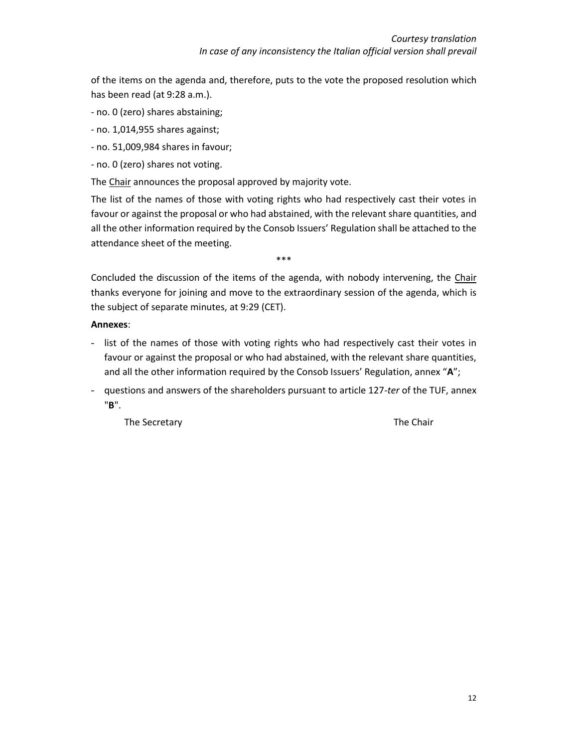of the items on the agenda and, therefore, puts to the vote the proposed resolution which has been read (at 9:28 a.m.).

- no. 0 (zero) shares abstaining;
- no. 1,014,955 shares against;
- no. 51,009,984 shares in favour;
- no. 0 (zero) shares not voting.

The Chair announces the proposal approved by majority vote.

The list of the names of those with voting rights who had respectively cast their votes in favour or against the proposal or who had abstained, with the relevant share quantities, and all the other information required by the Consob Issuers' Regulation shall be attached to the attendance sheet of the meeting.

***

Concluded the discussion of the items of the agenda, with nobody intervening, the Chair thanks everyone for joining and move to the extraordinary session of the agenda, which is the subject of separate minutes, at 9:29 (CET).

**Annexes**:

- list of the names of those with voting rights who had respectively cast their votes in favour or against the proposal or who had abstained, with the relevant share quantities, and all the other information required by the Consob Issuers' Regulation, annex "**A**";
- questions and answers of the shareholders pursuant to article 127-*ter* of the TUF, annex "**B**".

The Secretary                                                                 The Chair